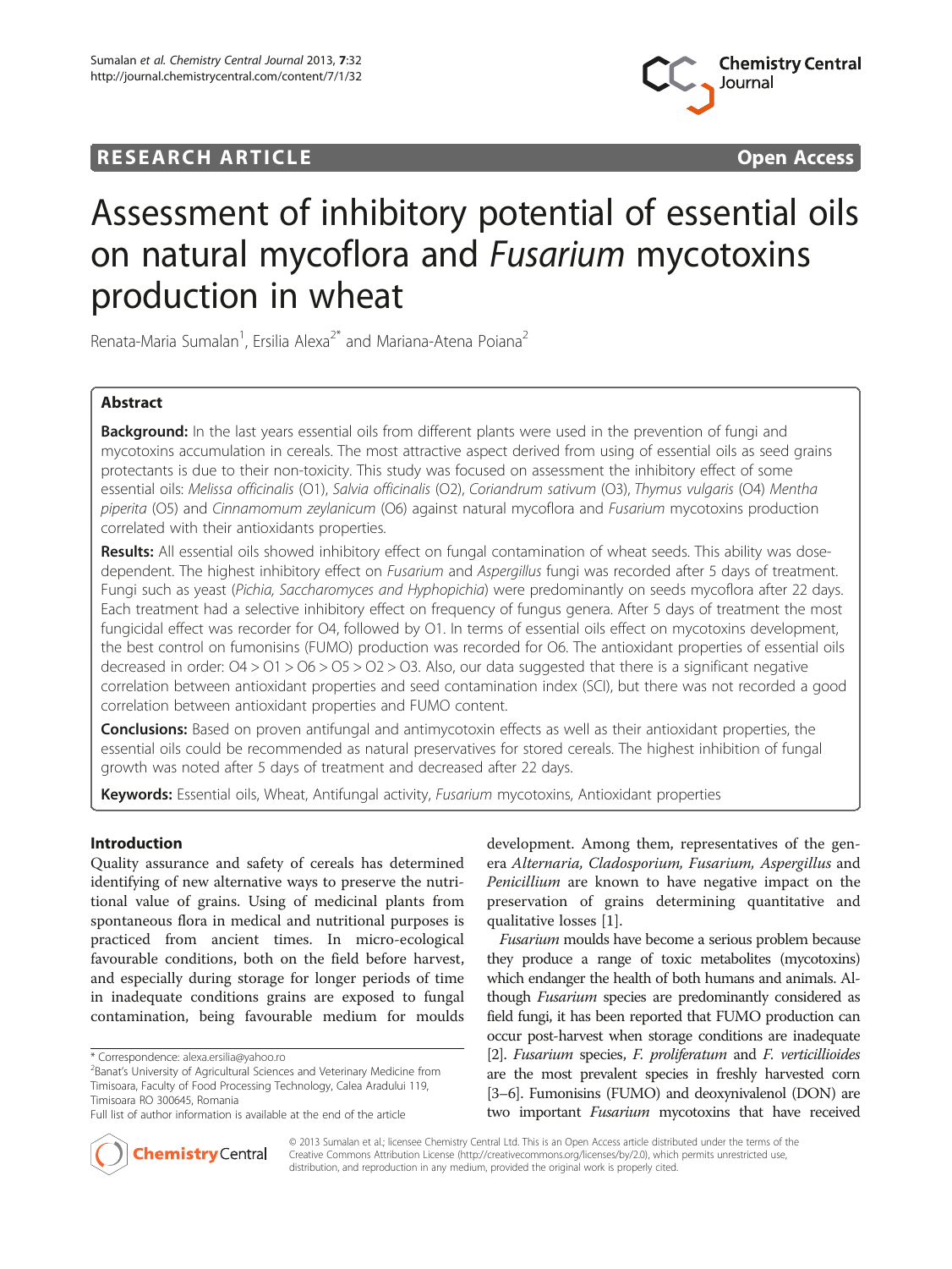RESEARCH ARTICLE Open Access

# Assessment of inhibitory potential of essential oils on natural mycoflora and *Fusarium* mycotoxins production in wheat

Renata-Maria Sumalan[1], Ersilia Alexa[2*] and Mariana-Atena Poiana[2]

## Abstract

**Background:** In the last years essential oils from different plants were used in the prevention of fungi and mycotoxins accumulation in cereals. The most attractive aspect derived from using of essential oils as seed grains protectants is due to their non-toxicity. This study was focused on assessment the inhibitory effect of some essential oils: *Melissa officinalis* (O1), *Salvia officinalis* (O2), *Coriandrum sativum* (O3), *Thymus vulgaris* (O4) *Mentha piperita* (O5) and *Cinnamomum zeylanicum* (O6) against natural mycoflora and *Fusarium* mycotoxins production correlated with their antioxidants properties.

**Results:** All essential oils showed inhibitory effect on fungal contamination of wheat seeds. This ability was dose-dependent. The highest inhibitory effect on *Fusarium* and *Aspergillus* fungi was recorded after 5 days of treatment. Fungi such as yeast (*Pichia, Saccharomyces and Hyphopichia*) were predominantly on seeds mycoflora after 22 days. Each treatment had a selective inhibitory effect on frequency of fungus genera. After 5 days of treatment the most fungicidal effect was recorder for O4, followed by O1. In terms of essential oils effect on mycotoxins development, the best control on fumonisins (FUMO) production was recorded for O6. The antioxidant properties of essential oils decreased in order: O4 > O1 > O6 > O5 > O2 > O3. Also, our data suggested that there is a significant negative correlation between antioxidant properties and seed contamination index (SCI), but there was not recorded a good correlation between antioxidant properties and FUMO content.

**Conclusions:** Based on proven antifungal and antimycotoxin effects as well as their antioxidant properties, the essential oils could be recommended as natural preservatives for stored cereals. The highest inhibition of fungal growth was noted after 5 days of treatment and decreased after 22 days.

**Keywords:** Essential oils, Wheat, Antifungal activity, *Fusarium* mycotoxins, Antioxidant properties

## Introduction

Quality assurance and safety of cereals has determined identifying of new alternative ways to preserve the nutritional value of grains. Using of medicinal plants from spontaneous flora in medical and nutritional purposes is practiced from ancient times. In micro-ecological favourable conditions, both on the field before harvest, and especially during storage for longer periods of time in inadequate conditions grains are exposed to fungal contamination, being favourable medium for moulds development. Among them, representatives of the genera *Alternaria, Cladosporium, Fusarium, Aspergillus* and *Penicillium* are known to have negative impact on the preservation of grains determining quantitative and qualitative losses [1].

*Fusarium* moulds have become a serious problem because they produce a range of toxic metabolites (mycotoxins) which endanger the health of both humans and animals. Although *Fusarium* species are predominantly considered as field fungi, it has been reported that FUMO production can occur post-harvest when storage conditions are inadequate [2]. *Fusarium* species, *F. proliferatum* and *F. verticillioides* are the most prevalent species in freshly harvested corn [3–6]. Fumonisins (FUMO) and deoxynivalenol (DON) are two important *Fusarium* mycotoxins that have received

\* Correspondence: alexa.ersilia@yahoo.ro

[2]Banat's University of Agricultural Sciences and Veterinary Medicine from Timisoara, Faculty of Food Processing Technology, Calea Aradului 119, Timisoara RO 300645, Romania

Full list of author information is available at the end of the article

© 2013 Sumalan et al.; licensee Chemistry Central Ltd. This is an Open Access article distributed under the terms of the Creative Commons Attribution License (http://creativecommons.org/licenses/by/2.0), which permits unrestricted use, distribution, and reproduction in any medium, provided the original work is properly cited.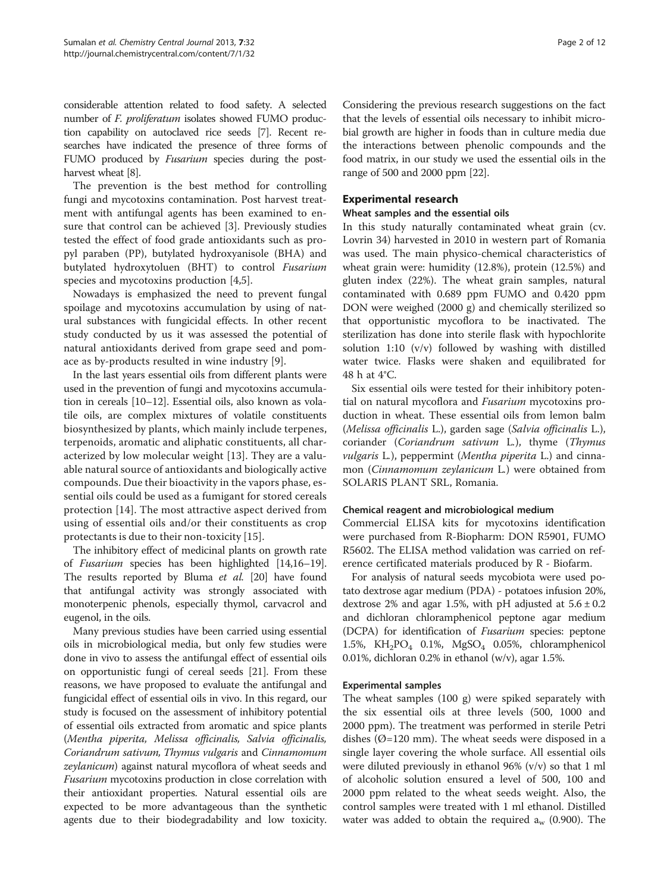considerable attention related to food safety. A selected number of *F. proliferatum* isolates showed FUMO production capability on autoclaved rice seeds [7]. Recent researches have indicated the presence of three forms of FUMO produced by *Fusarium* species during the post-harvest wheat [8].

The prevention is the best method for controlling fungi and mycotoxins contamination. Post harvest treatment with antifungal agents has been examined to ensure that control can be achieved [3]. Previously studies tested the effect of food grade antioxidants such as propyl paraben (PP), butylated hydroxyanisole (BHA) and butylated hydroxytoluen (BHT) to control *Fusarium* species and mycotoxins production [4,5].

Nowadays is emphasized the need to prevent fungal spoilage and mycotoxins accumulation by using of natural substances with fungicidal effects. In other recent study conducted by us it was assessed the potential of natural antioxidants derived from grape seed and pomace as by-products resulted in wine industry [9].

In the last years essential oils from different plants were used in the prevention of fungi and mycotoxins accumulation in cereals [10–12]. Essential oils, also known as volatile oils, are complex mixtures of volatile constituents biosynthesized by plants, which mainly include terpenes, terpenoids, aromatic and aliphatic constituents, all characterized by low molecular weight [13]. They are a valuable natural source of antioxidants and biologically active compounds. Due their bioactivity in the vapors phase, essential oils could be used as a fumigant for stored cereals protection [14]. The most attractive aspect derived from using of essential oils and/or their constituents as crop protectants is due to their non-toxicity [15].

The inhibitory effect of medicinal plants on growth rate of *Fusarium* species has been highlighted [14,16–19]. The results reported by Bluma *et al.* [20] have found that antifungal activity was strongly associated with monoterpenic phenols, especially thymol, carvacrol and eugenol, in the oils.

Many previous studies have been carried using essential oils in microbiological media, but only few studies were done in vivo to assess the antifungal effect of essential oils on opportunistic fungi of cereal seeds [21]. From these reasons, we have proposed to evaluate the antifungal and fungicidal effect of essential oils in vivo. In this regard, our study is focused on the assessment of inhibitory potential of essential oils extracted from aromatic and spice plants (*Mentha piperita, Melissa officinalis, Salvia officinalis, Coriandrum sativum, Thymus vulgaris* and *Cinnamomum zeylanicum*) against natural mycoflora of wheat seeds and *Fusarium* mycotoxins production in close correlation with their antioxidant properties. Natural essential oils are expected to be more advantageous than the synthetic agents due to their biodegradability and low toxicity. Considering the previous research suggestions on the fact that the levels of essential oils necessary to inhibit microbial growth are higher in foods than in culture media due the interactions between phenolic compounds and the food matrix, in our study we used the essential oils in the range of 500 and 2000 ppm [22].

## Experimental research

### Wheat samples and the essential oils

In this study naturally contaminated wheat grain (cv. Lovrin 34) harvested in 2010 in western part of Romania was used. The main physico-chemical characteristics of wheat grain were: humidity (12.8%), protein (12.5%) and gluten index (22%). The wheat grain samples, natural contaminated with 0.689 ppm FUMO and 0.420 ppm DON were weighed (2000 g) and chemically sterilized so that opportunistic mycoflora to be inactivated. The sterilization has done into sterile flask with hypochlorite solution 1:10 (v/v) followed by washing with distilled water twice. Flasks were shaken and equilibrated for 48 h at 4°C.

Six essential oils were tested for their inhibitory potential on natural mycoflora and *Fusarium* mycotoxins production in wheat. These essential oils from lemon balm (*Melissa officinalis* L.), garden sage (*Salvia officinalis* L.), coriander (*Coriandrum sativum* L.), thyme (*Thymus vulgaris* L.), peppermint (*Mentha piperita* L.) and cinnamon (*Cinnamomum zeylanicum* L.) were obtained from SOLARIS PLANT SRL, Romania.

### Chemical reagent and microbiological medium

Commercial ELISA kits for mycotoxins identification were purchased from R-Biopharm: DON R5901, FUMO R5602. The ELISA method validation was carried on reference certificated materials produced by R - Biofarm.

For analysis of natural seeds mycobiota were used potato dextrose agar medium (PDA) - potatoes infusion 20%, dextrose 2% and agar 1.5%, with pH adjusted at $5.6 \pm 0.2$ and dichloran chloramphenicol peptone agar medium (DCPA) for identification of *Fusarium* species: peptone 1.5%, $KH_2PO_4$ 0.1%, $MgSO_4$ 0.05%, chloramphenicol 0.01%, dichloran 0.2% in ethanol (w/v), agar 1.5%.

### Experimental samples

The wheat samples (100 g) were spiked separately with the six essential oils at three levels (500, 1000 and 2000 ppm). The treatment was performed in sterile Petri dishes (Ø=120 mm). The wheat seeds were disposed in a single layer covering the whole surface. All essential oils were diluted previously in ethanol 96% (v/v) so that 1 ml of alcoholic solution ensured a level of 500, 100 and 2000 ppm related to the wheat seeds weight. Also, the control samples were treated with 1 ml ethanol. Distilled water was added to obtain the required $a_w$ (0.900). The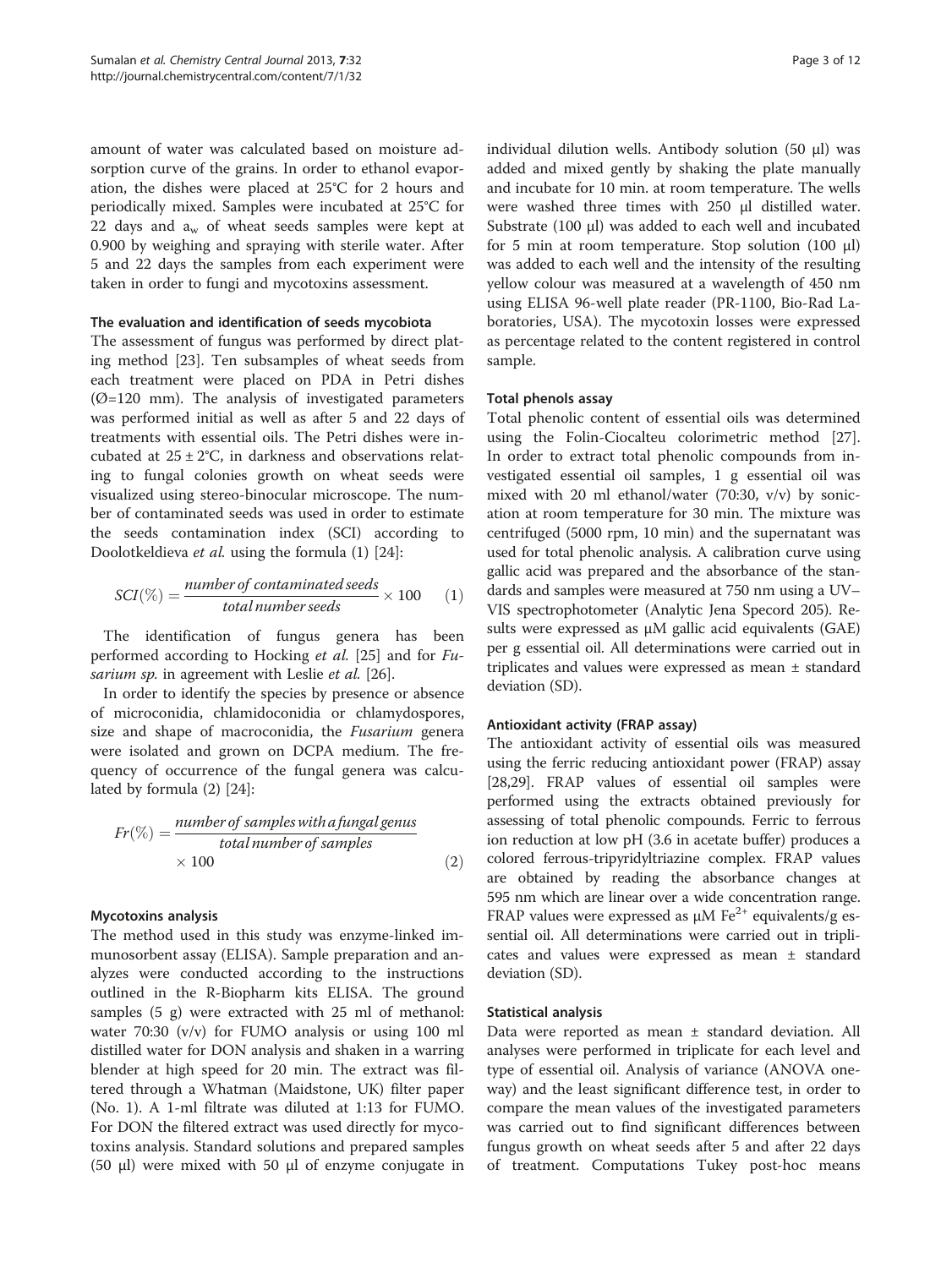amount of water was calculated based on moisture adsorption curve of the grains. In order to ethanol evaporation, the dishes were placed at 25°C for 2 hours and periodically mixed. Samples were incubated at 25°C for 22 days and $a_w$ of wheat seeds samples were kept at 0.900 by weighing and spraying with sterile water. After 5 and 22 days the samples from each experiment were taken in order to fungi and mycotoxins assessment.

### The evaluation and identification of seeds mycobiota

The assessment of fungus was performed by direct plating method [23]. Ten subsamples of wheat seeds from each treatment were placed on PDA in Petri dishes (Ø=120 mm). The analysis of investigated parameters was performed initial as well as after 5 and 22 days of treatments with essential oils. The Petri dishes were incubated at 25 ± 2°C, in darkness and observations relating to fungal colonies growth on wheat seeds were visualized using stereo-binocular microscope. The number of contaminated seeds was used in order to estimate the seeds contamination index (SCI) according to Doolotkeldieva *et al.* using the formula (1) [24]:

$$SCI(\%) = \frac{number\ of\ contaminated\ seeds}{total\ number\ seeds} \times 100 \qquad (1)$$

The identification of fungus genera has been performed according to Hocking *et al.* [25] and for *Fusarium sp.* in agreement with Leslie *et al.* [26].

In order to identify the species by presence or absence of microconidia, chlamidoconidia or chlamydospores, size and shape of macroconidia, the *Fusarium* genera were isolated and grown on DCPA medium. The frequency of occurrence of the fungal genera was calculated by formula (2) [24]:

$$Fr(\%) = \frac{number\ of\ samples\ with\ a\ fungal\ genus}{total\ number\ of\ samples} \times 100 \qquad (2)$$

### Mycotoxins analysis

The method used in this study was enzyme-linked immunosorbent assay (ELISA). Sample preparation and analyzes were conducted according to the instructions outlined in the R-Biopharm kits ELISA. The ground samples (5 g) were extracted with 25 ml of methanol: water 70:30 (v/v) for FUMO analysis or using 100 ml distilled water for DON analysis and shaken in a warring blender at high speed for 20 min. The extract was filtered through a Whatman (Maidstone, UK) filter paper (No. 1). A 1-ml filtrate was diluted at 1:13 for FUMO. For DON the filtered extract was used directly for mycotoxins analysis. Standard solutions and prepared samples (50 μl) were mixed with 50 μl of enzyme conjugate in individual dilution wells. Antibody solution (50 μl) was added and mixed gently by shaking the plate manually and incubate for 10 min. at room temperature. The wells were washed three times with 250 μl distilled water. Substrate (100 μl) was added to each well and incubated for 5 min at room temperature. Stop solution (100 μl) was added to each well and the intensity of the resulting yellow colour was measured at a wavelength of 450 nm using ELISA 96-well plate reader (PR-1100, Bio-Rad Laboratories, USA). The mycotoxin losses were expressed as percentage related to the content registered in control sample.

### Total phenols assay

Total phenolic content of essential oils was determined using the Folin-Ciocalteu colorimetric method [27]. In order to extract total phenolic compounds from investigated essential oil samples, 1 g essential oil was mixed with 20 ml ethanol/water (70:30, v/v) by sonication at room temperature for 30 min. The mixture was centrifuged (5000 rpm, 10 min) and the supernatant was used for total phenolic analysis. A calibration curve using gallic acid was prepared and the absorbance of the standards and samples were measured at 750 nm using a UV–VIS spectrophotometer (Analytic Jena Specord 205). Results were expressed as μM gallic acid equivalents (GAE) per g essential oil. All determinations were carried out in triplicates and values were expressed as mean ± standard deviation (SD).

### Antioxidant activity (FRAP assay)

The antioxidant activity of essential oils was measured using the ferric reducing antioxidant power (FRAP) assay [28,29]. FRAP values of essential oil samples were performed using the extracts obtained previously for assessing of total phenolic compounds. Ferric to ferrous ion reduction at low pH (3.6 in acetate buffer) produces a colored ferrous-tripyridyltriazine complex. FRAP values are obtained by reading the absorbance changes at 595 nm which are linear over a wide concentration range. FRAP values were expressed as μM $Fe^{2+}$ equivalents/g essential oil. All determinations were carried out in triplicates and values were expressed as mean ± standard deviation (SD).

### Statistical analysis

Data were reported as mean ± standard deviation. All analyses were performed in triplicate for each level and type of essential oil. Analysis of variance (ANOVA one-way) and the least significant difference test, in order to compare the mean values of the investigated parameters was carried out to find significant differences between fungus growth on wheat seeds after 5 and after 22 days of treatment. Computations Tukey post-hoc means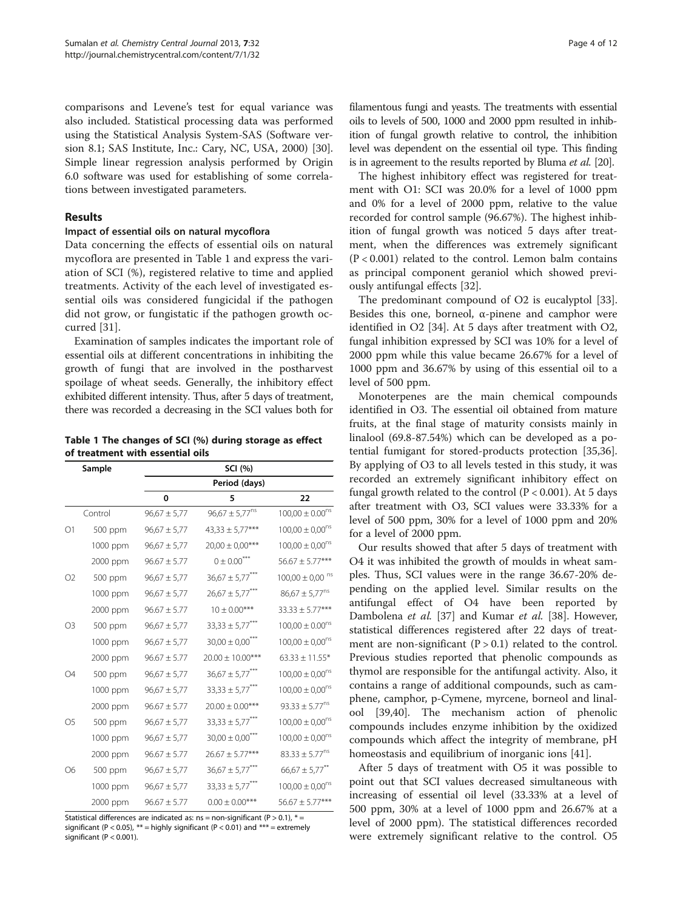comparisons and Levene's test for equal variance was also included. Statistical processing data was performed using the Statistical Analysis System-SAS (Software version 8.1; SAS Institute, Inc.: Cary, NC, USA, 2000) [30]. Simple linear regression analysis performed by Origin 6.0 software was used for establishing of some correlations between investigated parameters.

## Results

### Impact of essential oils on natural mycoflora

Data concerning the effects of essential oils on natural mycoflora are presented in Table 1 and express the variation of SCI (%), registered relative to time and applied treatments. Activity of the each level of investigated essential oils was considered fungicidal if the pathogen did not grow, or fungistatic if the pathogen growth occurred [31].

Examination of samples indicates the important role of essential oils at different concentrations in inhibiting the growth of fungi that are involved in the postharvest spoilage of wheat seeds. Generally, the inhibitory effect exhibited different intensity. Thus, after 5 days of treatment, there was recorded a decreasing in the SCI values both for filamentous fungi and yeasts. The treatments with essential oils to levels of 500, 1000 and 2000 ppm resulted in inhibition of fungal growth relative to control, the inhibition level was dependent on the essential oil type. This finding is in agreement to the results reported by Bluma *et al.* [20].

**Table 1 The changes of SCI (%) during storage as effect of treatment with essential oils**

| Sample | | SCI (%) | | |
|---|---|---|---|---|
| | | Period (days) | | |
| | | 0 | 5 | 22 |
| Control | | 96,67 ± 5,77 | 96,67 ± 5,77$^{ns}$ | 100,00 ± 0.00$^{ns}$ |
| O1 | 500 ppm | 96,67 ± 5,77 | 43,33 ± 5,77*** | 100,00 ± 0.00$^{ns}$ |
| | 1000 ppm | 96,67 ± 5,77 | 20,00 ± 0,00*** | 100,00 ± 0.00$^{ns}$ |
| | 2000 ppm | 96.67 ± 5.77 | 0 ± 0.00*** | 56.67 ± 5.77*** |
| O2 | 500 ppm | 96,67 ± 5,77 | 36,67 ± 5,77*** | 100,00 ± 0,00$^{ns}$ |
| | 1000 ppm | 96,67 ± 5,77 | 26,67 ± 5,77*** | 86,67 ± 5,77$^{ns}$ |
| | 2000 ppm | 96.67 ± 5.77 | 10 ± 0.00*** | 33.33 ± 5.77*** |
| O3 | 500 ppm | 96,67 ± 5,77 | 33,33 ± 5,77*** | 100,00 ± 0.00$^{ns}$ |
| | 1000 ppm | 96,67 ± 5,77 | 30,00 ± 0,00*** | 100,00 ± 0,00$^{ns}$ |
| | 2000 ppm | 96.67 ± 5.77 | 20.00 ± 10.00*** | 63.33 ± 11.55* |
| O4 | 500 ppm | 96,67 ± 5,77 | 36,67 ± 5,77*** | 100,00 ± 0,00$^{ns}$ |
| | 1000 ppm | 96,67 ± 5,77 | 33,33 ± 5,77*** | 100,00 ± 0,00$^{ns}$ |
| | 2000 ppm | 96.67 ± 5.77 | 20.00 ± 0.00*** | 93.33 ± 5.77$^{ns}$ |
| O5 | 500 ppm | 96,67 ± 5,77 | 33,33 ± 5,77*** | 100,00 ± 0,00$^{ns}$ |
| | 1000 ppm | 96,67 ± 5,77 | 30,00 ± 0,00*** | 100,00 ± 0,00$^{ns}$ |
| | 2000 ppm | 96.67 ± 5.77 | 26.67 ± 5.77*** | 83.33 ± 5.77$^{ns}$ |
| O6 | 500 ppm | 96,67 ± 5,77 | 36,67 ± 5,77*** | 66,67 ± 5,77** |
| | 1000 ppm | 96,67 ± 5,77 | 33,33 ± 5,77*** | 100,00 ± 0,00$^{ns}$ |
| | 2000 ppm | 96.67 ± 5.77 | 0.00 ± 0.00*** | 56.67 ± 5.77*** |

Statistical differences are indicated as: ns = non-significant ($P > 0.1$), * = significant ($P < 0.05$), ** = highly significant ($P < 0.01$) and *** = extremely significant ($P < 0.001$).

The highest inhibitory effect was registered for treatment with O1: SCI was 20.0% for a level of 1000 ppm and 0% for a level of 2000 ppm, relative to the value recorded for control sample (96.67%). The highest inhibition of fungal growth was noticed 5 days after treatment, when the differences was extremely significant ($P < 0.001$) related to the control. Lemon balm contains as principal component geraniol which showed previously antifungal effects [32].

The predominant compound of O2 is eucalyptol [33]. Besides this one, borneol, α-pinene and camphor were identified in O2 [34]. At 5 days after treatment with O2, fungal inhibition expressed by SCI was 10% for a level of 2000 ppm while this value became 26.67% for a level of 1000 ppm and 36.67% by using of this essential oil to a level of 500 ppm.

Monoterpenes are the main chemical compounds identified in O3. The essential oil obtained from mature fruits, at the final stage of maturity consists mainly in linalool (69.8-87.54%) which can be developed as a potential fumigant for stored-products protection [35,36]. By applying of O3 to all levels tested in this study, it was recorded an extremely significant inhibitory effect on fungal growth related to the control ($P < 0.001$). At 5 days after treatment with O3, SCI values were 33.33% for a level of 500 ppm, 30% for a level of 1000 ppm and 20% for a level of 2000 ppm.

Our results showed that after 5 days of treatment with O4 it was inhibited the growth of moulds in wheat samples. Thus, SCI values were in the range 36.67-20% depending on the applied level. Similar results on the antifungal effect of O4 have been reported by Dambolena *et al.* [37] and Kumar *et al.* [38]. However, statistical differences registered after 22 days of treatment are non-significant ($P > 0.1$) related to the control. Previous studies reported that phenolic compounds as thymol are responsible for the antifungal activity. Also, it contains a range of additional compounds, such as camphene, camphor, p-Cymene, myrcene, borneol and linalool [39,40]. The mechanism action of phenolic compounds includes enzyme inhibition by the oxidized compounds which affect the integrity of membrane, pH homeostasis and equilibrium of inorganic ions [41].

After 5 days of treatment with O5 it was possible to point out that SCI values decreased simultaneous with increasing of essential oil level (33.33% at a level of 500 ppm, 30% at a level of 1000 ppm and 26.67% at a level of 2000 ppm). The statistical differences recorded were extremely significant relative to the control. O5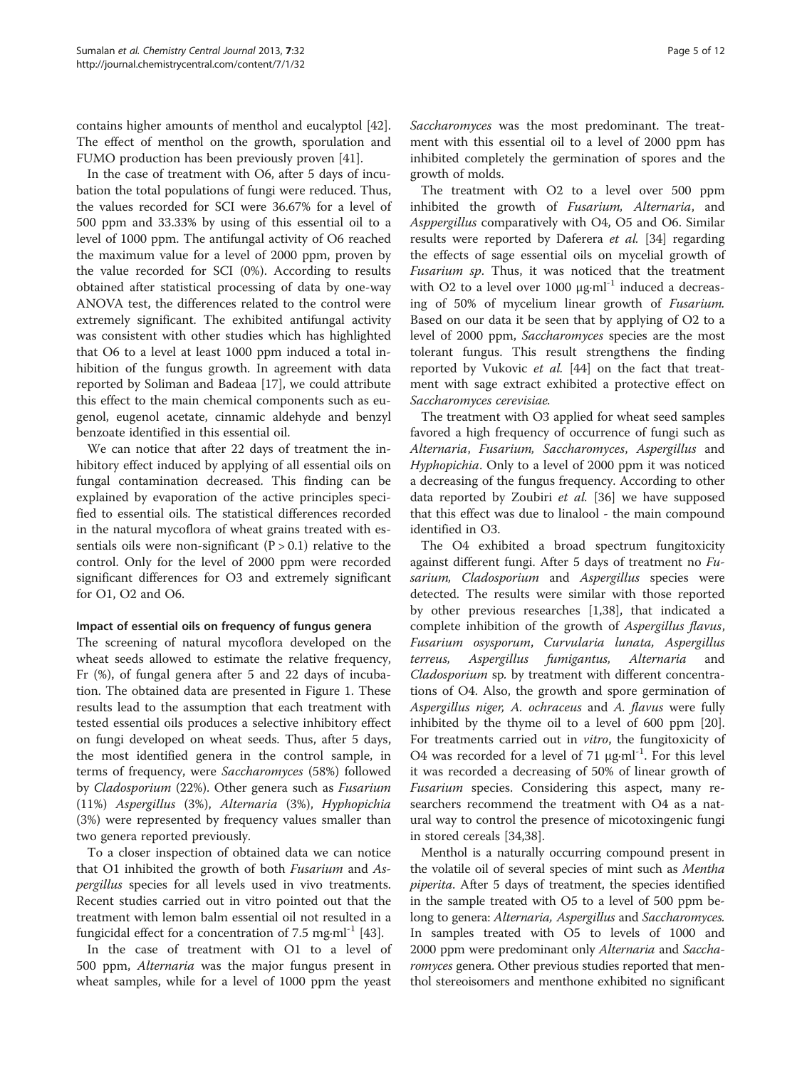contains higher amounts of menthol and eucalyptol [42]. The effect of menthol on the growth, sporulation and FUMO production has been previously proven [41].

In the case of treatment with O6, after 5 days of incubation the total populations of fungi were reduced. Thus, the values recorded for SCI were 36.67% for a level of 500 ppm and 33.33% by using of this essential oil to a level of 1000 ppm. The antifungal activity of O6 reached the maximum value for a level of 2000 ppm, proven by the value recorded for SCI (0%). According to results obtained after statistical processing of data by one-way ANOVA test, the differences related to the control were extremely significant. The exhibited antifungal activity was consistent with other studies which has highlighted that O6 to a level at least 1000 ppm induced a total inhibition of the fungus growth. In agreement with data reported by Soliman and Badeaa [17], we could attribute this effect to the main chemical components such as eugenol, eugenol acetate, cinnamic aldehyde and benzyl benzoate identified in this essential oil.

We can notice that after 22 days of treatment the inhibitory effect induced by applying of all essential oils on fungal contamination decreased. This finding can be explained by evaporation of the active principles specified to essential oils. The statistical differences recorded in the natural mycoflora of wheat grains treated with essentials oils were non-significant ($P > 0.1$) relative to the control. Only for the level of 2000 ppm were recorded significant differences for O3 and extremely significant for O1, O2 and O6.

### Impact of essential oils on frequency of fungus genera

The screening of natural mycoflora developed on the wheat seeds allowed to estimate the relative frequency, Fr (%), of fungal genera after 5 and 22 days of incubation. The obtained data are presented in Figure 1. These results lead to the assumption that each treatment with tested essential oils produces a selective inhibitory effect on fungi developed on wheat seeds. Thus, after 5 days, the most identified genera in the control sample, in terms of frequency, were *Saccharomyces* (58%) followed by *Cladosporium* (22%). Other genera such as *Fusarium* (11%) *Aspergillus* (3%), *Alternaria* (3%), *Hyphopichia* (3%) were represented by frequency values smaller than two genera reported previously.

To a closer inspection of obtained data we can notice that O1 inhibited the growth of both *Fusarium* and *Aspergillus* species for all levels used in vivo treatments. Recent studies carried out in vitro pointed out that the treatment with lemon balm essential oil not resulted in a fungicidal effect for a concentration of 7.5 mg·ml$^{-1}$ [43].

In the case of treatment with O1 to a level of 500 ppm, *Alternaria* was the major fungus present in wheat samples, while for a level of 1000 ppm the yeast *Saccharomyces* was the most predominant. The treatment with this essential oil to a level of 2000 ppm has inhibited completely the germination of spores and the growth of molds.

The treatment with O2 to a level over 500 ppm inhibited the growth of *Fusarium, Alternaria*, and *Asppergillus* comparatively with O4, O5 and O6. Similar results were reported by Daferera *et al.* [34] regarding the effects of sage essential oils on mycelial growth of *Fusarium sp*. Thus, it was noticed that the treatment with O2 to a level over 1000 μg·ml$^{-1}$ induced a decreasing of 50% of mycelium linear growth of *Fusarium.* Based on our data it be seen that by applying of O2 to a level of 2000 ppm, *Saccharomyces* species are the most tolerant fungus. This result strengthens the finding reported by Vukovic *et al.* [44] on the fact that treatment with sage extract exhibited a protective effect on *Saccharomyces cerevisiae.*

The treatment with O3 applied for wheat seed samples favored a high frequency of occurrence of fungi such as *Alternaria*, *Fusarium*, *Saccharomyces*, *Aspergillus* and *Hyphopichia*. Only to a level of 2000 ppm it was noticed a decreasing of the fungus frequency. According to other data reported by Zoubiri *et al.* [36] we have supposed that this effect was due to linalool - the main compound identified in O3.

The O4 exhibited a broad spectrum fungitoxicity against different fungi. After 5 days of treatment no *Fusarium, Cladosporium* and *Aspergillus* species were detected. The results were similar with those reported by other previous researches [1,38], that indicated a complete inhibition of the growth of *Aspergillus flavus*, *Fusarium osysporum*, *Curvularia lunata, Aspergillus terreus, Aspergillus fumigantus, Alternaria* and *Cladosporium* sp*.* by treatment with different concentrations of O4. Also, the growth and spore germination of *Aspergillus niger, A. ochraceus* and *A. flavus* were fully inhibited by the thyme oil to a level of 600 ppm [20]. For treatments carried out in *vitro*, the fungitoxicity of O4 was recorded for a level of 71 μg·ml$^{-1}$. For this level it was recorded a decreasing of 50% of linear growth of *Fusarium* species. Considering this aspect, many researchers recommend the treatment with O4 as a natural way to control the presence of micotoxingenic fungi in stored cereals [34,38].

Menthol is a naturally occurring compound present in the volatile oil of several species of mint such as *Mentha piperita*. After 5 days of treatment, the species identified in the sample treated with O5 to a level of 500 ppm belong to genera: *Alternaria, Aspergillus* and *Saccharomyces.* In samples treated with O5 to levels of 1000 and 2000 ppm were predominant only *Alternaria* and *Saccharomyces* genera. Other previous studies reported that menthol stereoisomers and menthone exhibited no significant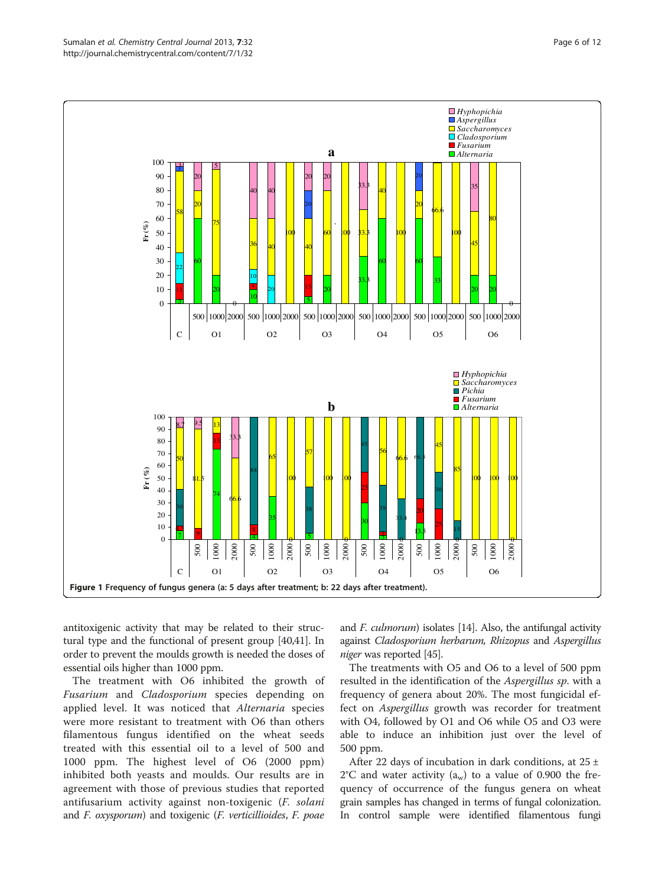Figure 1 Frequency of fungus genera (a: 5 days after treatment; b: 22 days after treatment).

antitoxigenic activity that may be related to their structural type and the functional of present group [40,41]. In order to prevent the moulds growth is needed the doses of essential oils higher than 1000 ppm.

The treatment with O6 inhibited the growth of *Fusarium* and *Cladosporium* species depending on applied level. It was noticed that *Alternaria* species were more resistant to treatment with O6 than others filamentous fungus identified on the wheat seeds treated with this essential oil to a level of 500 and 1000 ppm. The highest level of O6 (2000 ppm) inhibited both yeasts and moulds. Our results are in agreement with those of previous studies that reported antifusarium activity against non-toxigenic (*F. solani* and *F. oxysporum*) and toxigenic (*F. verticillioides*, *F. poae* and *F. culmorum*) isolates [14]. Also, the antifungal activity against *Cladosporium herbarum, Rhizopus* and *Aspergillus niger* was reported [45].

The treatments with O5 and O6 to a level of 500 ppm resulted in the identification of the *Aspergillus sp*. with a frequency of genera about 20%. The most fungicidal effect on *Aspergillus* growth was recorder for treatment with O4, followed by O1 and O6 while O5 and O3 were able to induce an inhibition just over the level of 500 ppm.

After 22 days of incubation in dark conditions, at 25 ± 2°C and water activity ($a_w$) to a value of 0.900 the frequency of occurrence of the fungus genera on wheat grain samples has changed in terms of fungal colonization. In control sample were identified filamentous fungi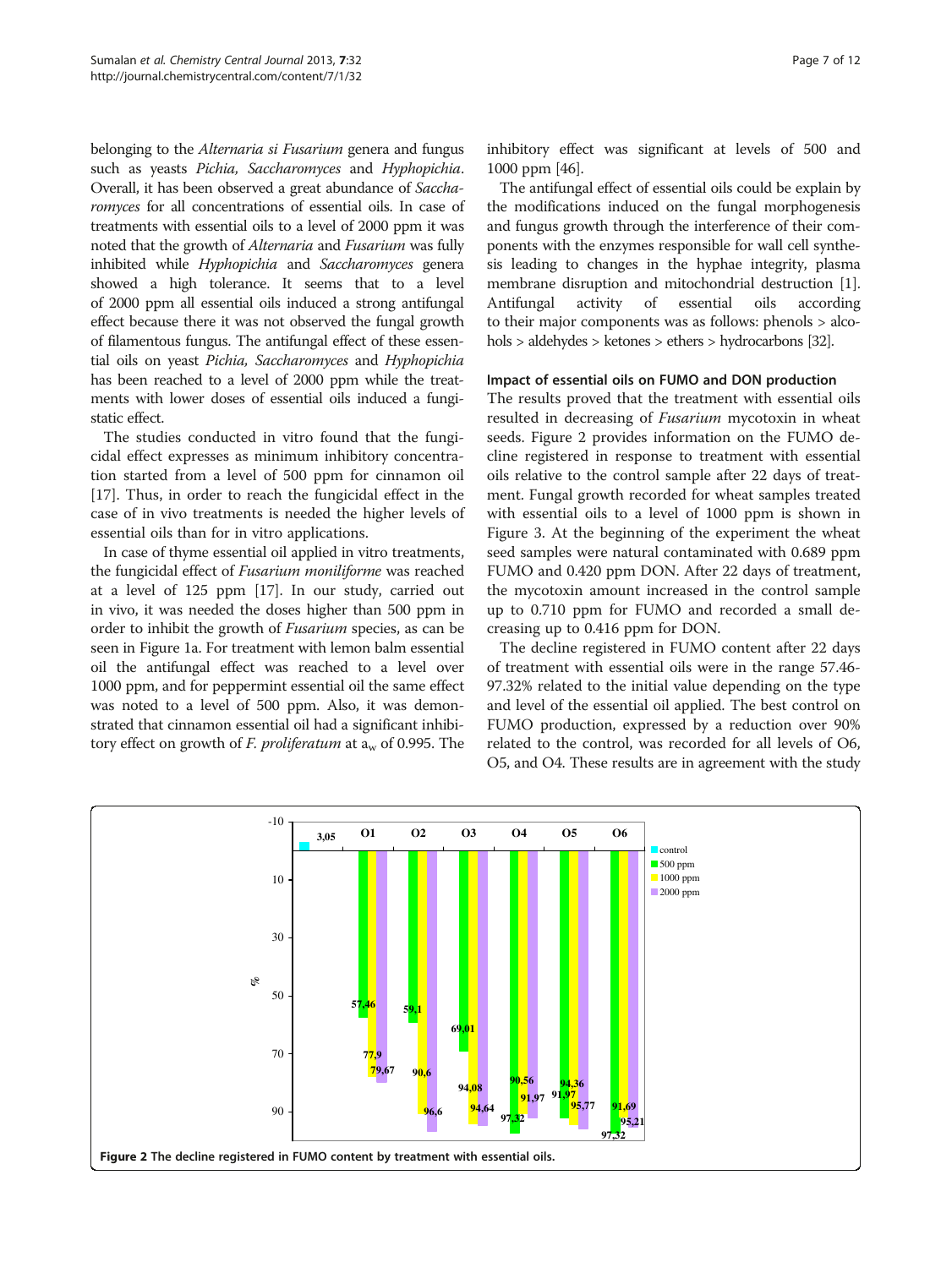belonging to the *Alternaria si Fusarium* genera and fungus such as yeasts *Pichia, Saccharomyces* and *Hyphopichia*. Overall, it has been observed a great abundance of *Saccharomyces* for all concentrations of essential oils. In case of treatments with essential oils to a level of 2000 ppm it was noted that the growth of *Alternaria* and *Fusarium* was fully inhibited while *Hyphopichia* and *Saccharomyces* genera showed a high tolerance. It seems that to a level of 2000 ppm all essential oils induced a strong antifungal effect because there it was not observed the fungal growth of filamentous fungus. The antifungal effect of these essential oils on yeast *Pichia, Saccharomyces* and *Hyphopichia* has been reached to a level of 2000 ppm while the treatments with lower doses of essential oils induced a fungistatic effect.

The studies conducted in vitro found that the fungicidal effect expresses as minimum inhibitory concentration started from a level of 500 ppm for cinnamon oil [17]. Thus, in order to reach the fungicidal effect in the case of in vivo treatments is needed the higher levels of essential oils than for in vitro applications.

In case of thyme essential oil applied in vitro treatments, the fungicidal effect of *Fusarium moniliforme* was reached at a level of 125 ppm [17]. In our study, carried out in vivo, it was needed the doses higher than 500 ppm in order to inhibit the growth of *Fusarium* species, as can be seen in Figure 1a. For treatment with lemon balm essential oil the antifungal effect was reached to a level over 1000 ppm, and for peppermint essential oil the same effect was noted to a level of 500 ppm. Also, it was demonstrated that cinnamon essential oil had a significant inhibitory effect on growth of *F. proliferatum* at $a_w$ of 0.995. The inhibitory effect was significant at levels of 500 and 1000 ppm [46].

The antifungal effect of essential oils could be explain by the modifications induced on the fungal morphogenesis and fungus growth through the interference of their components with the enzymes responsible for wall cell synthesis leading to changes in the hyphae integrity, plasma membrane disruption and mitochondrial destruction [1]. Antifungal activity of essential oils according to their major components was as follows: phenols > alcohols > aldehydes > ketones > ethers > hydrocarbons [32].

### Impact of essential oils on FUMO and DON production

The results proved that the treatment with essential oils resulted in decreasing of *Fusarium* mycotoxin in wheat seeds. Figure 2 provides information on the FUMO decline registered in response to treatment with essential oils relative to the control sample after 22 days of treatment. Fungal growth recorded for wheat samples treated with essential oils to a level of 1000 ppm is shown in Figure 3. At the beginning of the experiment the wheat seed samples were natural contaminated with 0.689 ppm FUMO and 0.420 ppm DON. After 22 days of treatment, the mycotoxin amount increased in the control sample up to 0.710 ppm for FUMO and recorded a small decreasing up to 0.416 ppm for DON.

The decline registered in FUMO content after 22 days of treatment with essential oils were in the range 57.46-97.32% related to the initial value depending on the type and level of the essential oil applied. The best control on FUMO production, expressed by a reduction over 90% related to the control, was recorded for all levels of O6, O5, and O4. These results are in agreement with the study

**Figure 2** The decline registered in FUMO content by treatment with essential oils.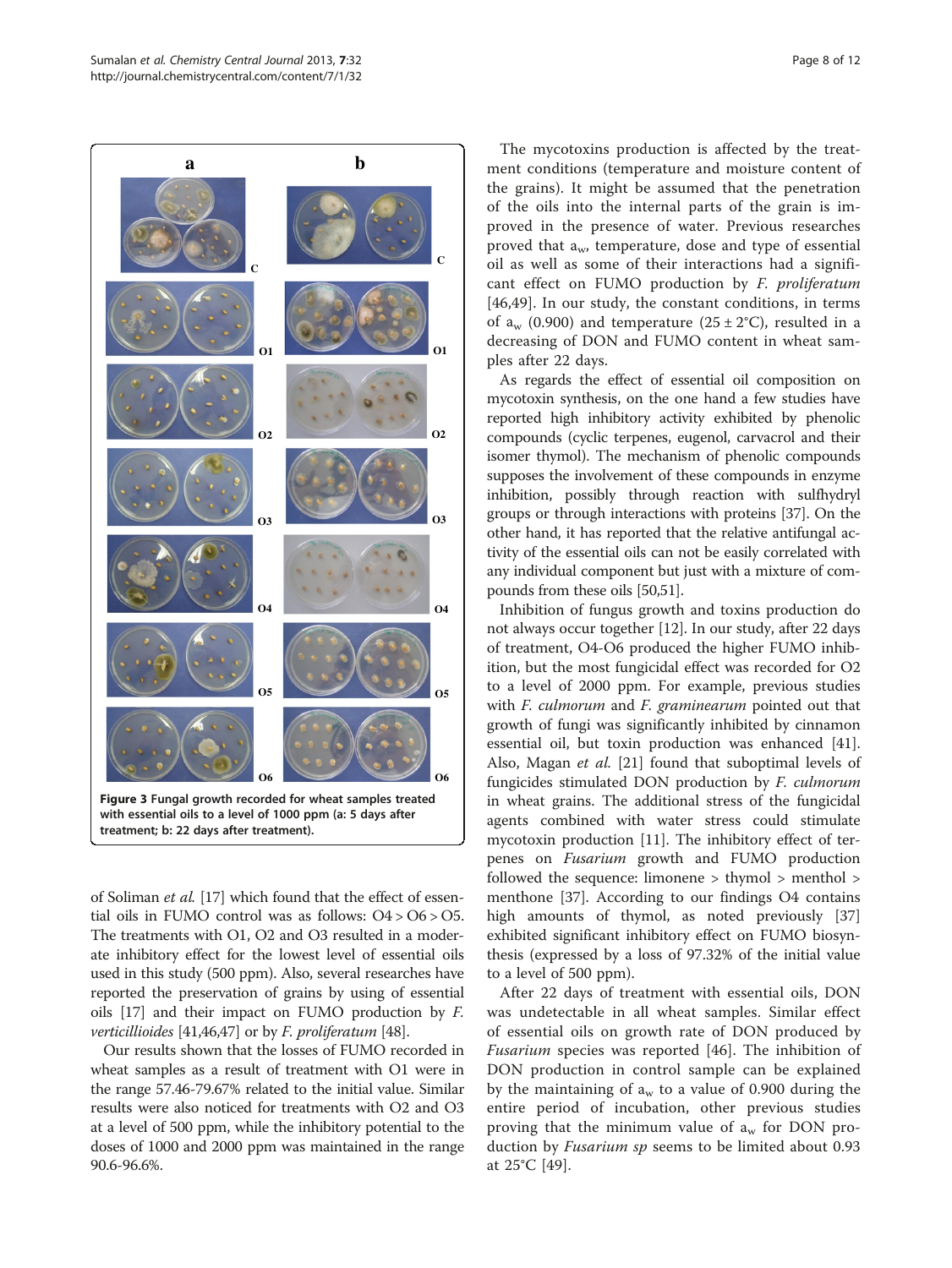Figure 3 Fungal growth recorded for wheat samples treated with essential oils to a level of 1000 ppm (a: 5 days after treatment; b: 22 days after treatment).

of Soliman *et al.* [17] which found that the effect of essential oils in FUMO control was as follows: O4 > O6 > O5. The treatments with O1, O2 and O3 resulted in a moderate inhibitory effect for the lowest level of essential oils used in this study (500 ppm). Also, several researches have reported the preservation of grains by using of essential oils [17] and their impact on FUMO production by *F. verticillioides* [41,46,47] or by *F. proliferatum* [48].

Our results shown that the losses of FUMO recorded in wheat samples as a result of treatment with O1 were in the range 57.46-79.67% related to the initial value. Similar results were also noticed for treatments with O2 and O3 at a level of 500 ppm, while the inhibitory potential to the doses of 1000 and 2000 ppm was maintained in the range 90.6-96.6%.

The mycotoxins production is affected by the treatment conditions (temperature and moisture content of the grains). It might be assumed that the penetration of the oils into the internal parts of the grain is improved in the presence of water. Previous researches proved that $a_w$, temperature, dose and type of essential oil as well as some of their interactions had a significant effect on FUMO production by *F. proliferatum* [46,49]. In our study, the constant conditions, in terms of $a_w$ (0.900) and temperature (25 ± 2°C), resulted in a decreasing of DON and FUMO content in wheat samples after 22 days.

As regards the effect of essential oil composition on mycotoxin synthesis, on the one hand a few studies have reported high inhibitory activity exhibited by phenolic compounds (cyclic terpenes, eugenol, carvacrol and their isomer thymol). The mechanism of phenolic compounds supposes the involvement of these compounds in enzyme inhibition, possibly through reaction with sulfhydryl groups or through interactions with proteins [37]. On the other hand, it has reported that the relative antifungal activity of the essential oils can not be easily correlated with any individual component but just with a mixture of compounds from these oils [50,51].

Inhibition of fungus growth and toxins production do not always occur together [12]. In our study, after 22 days of treatment, O4-O6 produced the higher FUMO inhibition, but the most fungicidal effect was recorded for O2 to a level of 2000 ppm. For example, previous studies with *F. culmorum* and *F. graminearum* pointed out that growth of fungi was significantly inhibited by cinnamon essential oil, but toxin production was enhanced [41]. Also, Magan *et al.* [21] found that suboptimal levels of fungicides stimulated DON production by *F. culmorum* in wheat grains. The additional stress of the fungicidal agents combined with water stress could stimulate mycotoxin production [11]. The inhibitory effect of terpenes on *Fusarium* growth and FUMO production followed the sequence: limonene > thymol > menthol > menthone [37]. According to our findings O4 contains high amounts of thymol, as noted previously [37] exhibited significant inhibitory effect on FUMO biosynthesis (expressed by a loss of 97.32% of the initial value to a level of 500 ppm).

After 22 days of treatment with essential oils, DON was undetectable in all wheat samples. Similar effect of essential oils on growth rate of DON produced by *Fusarium* species was reported [46]. The inhibition of DON production in control sample can be explained by the maintaining of $a_w$ to a value of 0.900 during the entire period of incubation, other previous studies proving that the minimum value of $a_w$ for DON production by *Fusarium sp* seems to be limited about 0.93 at 25°C [49].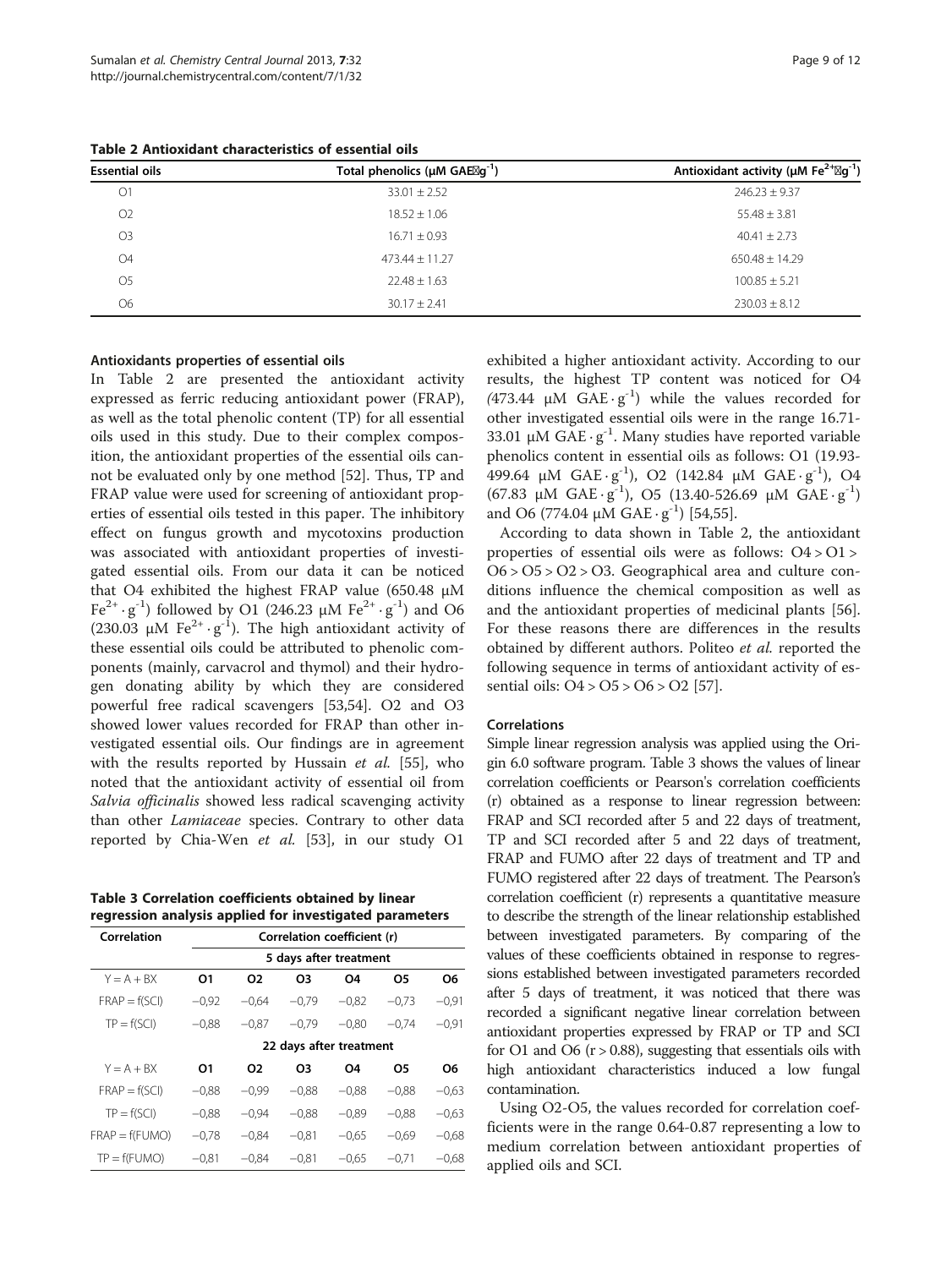**Table 2 Antioxidant characteristics of essential oils**

| Essential oils | Total phenolics (μM GAE·g$^{-1}$) | Antioxidant activity (μM $Fe^{2+}$·g$^{-1}$) |
|---|---|---|
| O1 | 33.01 ± 2.52 | 246.23 ± 9.37 |
| O2 | 18.52 ± 1.06 | 55.48 ± 3.81 |
| O3 | 16.71 ± 0.93 | 40.41 ± 2.73 |
| O4 | 473.44 ± 11.27 | 650.48 ± 14.29 |
| O5 | 22.48 ± 1.63 | 100.85 ± 5.21 |
| O6 | 30.17 ± 2.41 | 230.03 ± 8.12 |

#### Antioxidants properties of essential oils

In Table 2 are presented the antioxidant activity expressed as ferric reducing antioxidant power (FRAP), as well as the total phenolic content (TP) for all essential oils used in this study. Due to their complex composition, the antioxidant properties of the essential oils cannot be evaluated only by one method [52]. Thus, TP and FRAP value were used for screening of antioxidant properties of essential oils tested in this paper. The inhibitory effect on fungus growth and mycotoxins production was associated with antioxidant properties of investigated essential oils. From our data it can be noticed that O4 exhibited the highest FRAP value (650.48 μM $Fe^{2+}\cdot g^{-1}$) followed by O1 (246.23 μM $Fe^{2+}\cdot g^{-1}$) and O6 (230.03 μM $Fe^{2+}\cdot g^{-1}$). The high antioxidant activity of these essential oils could be attributed to phenolic components (mainly, carvacrol and thymol) and their hydrogen donating ability by which they are considered powerful free radical scavengers [53,54]. O2 and O3 showed lower values recorded for FRAP than other investigated essential oils. Our findings are in agreement with the results reported by Hussain *et al.* [55], who noted that the antioxidant activity of essential oil from *Salvia officinalis* showed less radical scavenging activity than other *Lamiaceae* species. Contrary to other data reported by Chia-Wen *et al.* [53], in our study O1 exhibited a higher antioxidant activity. According to our results, the highest TP content was noticed for O4 (473.44 μM GAE·g$^{-1}$) while the values recorded for other investigated essential oils were in the range 16.71-33.01 μM GAE·g$^{-1}$. Many studies have reported variable phenolics content in essential oils as follows: O1 (19.93-499.64 μM GAE·g$^{-1}$), O2 (142.84 μM GAE·g$^{-1}$), O4 (67.83 μM GAE·g$^{-1}$), O5 (13.40-526.69 μM GAE·g$^{-1}$) and O6 (774.04 μM GAE·g$^{-1}$) [54,55].

According to data shown in Table 2, the antioxidant properties of essential oils were as follows: O4 > O1 > O6 > O5 > O2 > O3. Geographical area and culture conditions influence the chemical composition as well as and the antioxidant properties of medicinal plants [56]. For these reasons there are differences in the results obtained by different authors. Politeo *et al.* reported the following sequence in terms of antioxidant activity of essential oils: O4 > O5 > O6 > O2 [57].

#### Correlations

Simple linear regression analysis was applied using the Origin 6.0 software program. Table 3 shows the values of linear correlation coefficients or Pearson's correlation coefficients (r) obtained as a response to linear regression between: FRAP and SCI recorded after 5 and 22 days of treatment, TP and SCI recorded after 5 and 22 days of treatment, FRAP and FUMO after 22 days of treatment and TP and FUMO registered after 22 days of treatment. The Pearson's correlation coefficient (r) represents a quantitative measure to describe the strength of the linear relationship established between investigated parameters. By comparing of the values of these coefficients obtained in response to regressions established between investigated parameters recorded after 5 days of treatment, it was noticed that there was recorded a significant negative linear correlation between antioxidant properties expressed by FRAP or TP and SCI for O1 and O6 (r > 0.88), suggesting that essentials oils with high antioxidant characteristics induced a low fungal contamination.

Using O2-O5, the values recorded for correlation coefficients were in the range 0.64-0.87 representing a low to medium correlation between antioxidant properties of applied oils and SCI.

**Table 3 Correlation coefficients obtained by linear regression analysis applied for investigated parameters**

| Correlation | Correlation coefficient (r) | | | | | |
|---|---|---|---|---|---|---|
| | 5 days after treatment | | | | | |
| Y = A + BX | O1 | O2 | O3 | O4 | O5 | O6 |
| FRAP = f(SCI) | −0,92 | −0,64 | −0,79 | −0,82 | −0,73 | −0,91 |
| TP = f(SCI) | −0,88 | −0,87 | −0,79 | −0,80 | −0,74 | −0,91 |
| | 22 days after treatment | | | | | |
| Y = A + BX | O1 | O2 | O3 | O4 | O5 | O6 |
| FRAP = f(SCI) | −0,88 | −0,99 | −0,88 | −0,88 | −0,88 | −0,63 |
| TP = f(SCI) | −0,88 | −0,94 | −0,88 | −0,89 | −0,88 | −0,63 |
| FRAP = f(FUMO) | −0,78 | −0,84 | −0,81 | −0,65 | −0,69 | −0,68 |
| TP = f(FUMO) | −0,81 | −0,84 | −0,81 | −0,65 | −0,71 | −0,68 |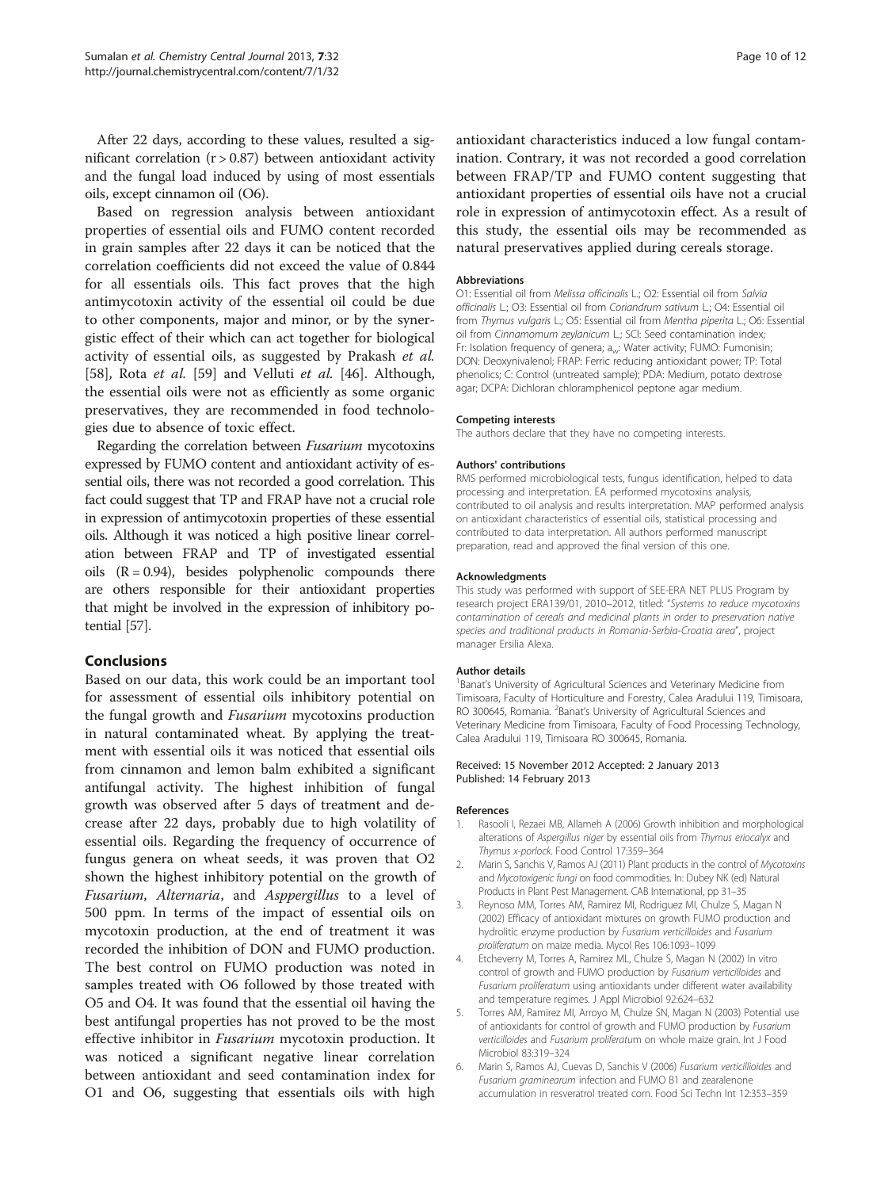After 22 days, according to these values, resulted a significant correlation ($r > 0.87$) between antioxidant activity and the fungal load induced by using of most essentials oils, except cinnamon oil (O6).

Based on regression analysis between antioxidant properties of essential oils and FUMO content recorded in grain samples after 22 days it can be noticed that the correlation coefficients did not exceed the value of 0.844 for all essentials oils. This fact proves that the high antimycotoxin activity of the essential oil could be due to other components, major and minor, or by the synergistic effect of their which can act together for biological activity of essential oils, as suggested by Prakash *et al.* [58], Rota *et al.* [59] and Velluti *et al.* [46]. Although, the essential oils were not as efficiently as some organic preservatives, they are recommended in food technologies due to absence of toxic effect.

Regarding the correlation between *Fusarium* mycotoxins expressed by FUMO content and antioxidant activity of essential oils, there was not recorded a good correlation. This fact could suggest that TP and FRAP have not a crucial role in expression of antimycotoxin properties of these essential oils. Although it was noticed a high positive linear correlation between FRAP and TP of investigated essential oils ($R = 0.94$), besides polyphenolic compounds there are others responsible for their antioxidant properties that might be involved in the expression of inhibitory potential [57].

## Conclusions

Based on our data, this work could be an important tool for assessment of essential oils inhibitory potential on the fungal growth and *Fusarium* mycotoxins production in natural contaminated wheat. By applying the treatment with essential oils it was noticed that essential oils from cinnamon and lemon balm exhibited a significant antifungal activity. The highest inhibition of fungal growth was observed after 5 days of treatment and decrease after 22 days, probably due to high volatility of essential oils. Regarding the frequency of occurrence of fungus genera on wheat seeds, it was proven that O2 shown the highest inhibitory potential on the growth of *Fusarium*, *Alternaria*, and *Asppergillus* to a level of 500 ppm. In terms of the impact of essential oils on mycotoxin production, at the end of treatment it was recorded the inhibition of DON and FUMO production. The best control on FUMO production was noted in samples treated with O6 followed by those treated with O5 and O4. It was found that the essential oil having the best antifungal properties has not proved to be the most effective inhibitor in *Fusarium* mycotoxin production. It was noticed a significant negative linear correlation between antioxidant and seed contamination index for O1 and O6, suggesting that essentials oils with high antioxidant characteristics induced a low fungal contamination. Contrary, it was not recorded a good correlation between FRAP/TP and FUMO content suggesting that antioxidant properties of essential oils have not a crucial role in expression of antimycotoxin effect. As a result of this study, the essential oils may be recommended as natural preservatives applied during cereals storage.

#### Abbreviations

O1: Essential oil from *Melissa officinalis* L.; O2: Essential oil from *Salvia officinalis* L.; O3: Essential oil from *Coriandrum sativum* L.; O4: Essential oil from *Thymus vulgaris* L.; O5: Essential oil from *Mentha piperita* L.; O6: Essential oil from *Cinnamomum zeylanicum* L.; SCI: Seed contamination index; Fr: Isolation frequency of genera; $a_w$: Water activity; FUMO: Fumonisin; DON: Deoxynivalenol; FRAP: Ferric reducing antioxidant power; TP: Total phenolics; C: Control (untreated sample); PDA: Medium, potato dextrose agar; DCPA: Dichloran chloramphenicol peptone agar medium.

#### Competing interests

The authors declare that they have no competing interests.

#### Authors' contributions

RMS performed microbiological tests, fungus identification, helped to data processing and interpretation. EA performed mycotoxins analysis, contributed to oil analysis and results interpretation. MAP performed analysis on antioxidant characteristics of essential oils, statistical processing and contributed to data interpretation. All authors performed manuscript preparation, read and approved the final version of this one.

#### Acknowledgments

This study was performed with support of SEE-ERA NET PLUS Program by research project ERA139/01, 2010–2012, titled: "*Systems to reduce mycotoxins contamination of cereals and medicinal plants in order to preservation native species and traditional products in Romania-Serbia-Croatia area*", project manager Ersilia Alexa.

#### Author details

[1]Banat's University of Agricultural Sciences and Veterinary Medicine from Timisoara, Faculty of Horticulture and Forestry, Calea Aradului 119, Timisoara, RO 300645, Romania. [2]Banat's University of Agricultural Sciences and Veterinary Medicine from Timisoara, Faculty of Food Processing Technology, Calea Aradului 119, Timisoara RO 300645, Romania.

Received: 15 November 2012 Accepted: 2 January 2013
Published: 14 February 2013

#### References

1. Rasooli I, Rezaei MB, Allameh A (2006) Growth inhibition and morphological alterations of *Aspergillus niger* by essential oils from *Thymus eriocalyx* and *Thymus x-porlock*. Food Control 17:359–364
2. Marin S, Sanchis V, Ramos AJ (2011) Plant products in the control of *Mycotoxins* and *Mycotoxigenic fungi* on food commodities. In: Dubey NK (ed) Natural Products in Plant Pest Management. CAB International, pp 31–35
3. Reynoso MM, Torres AM, Ramirez MI, Rodriguez MI, Chulze S, Magan N (2002) Efficacy of antioxidant mixtures on growth FUMO production and hydrolitic enzyme production by *Fusarium verticilloides* and *Fusarium proliferatum* on maize media. Mycol Res 106:1093–1099
4. Etcheverry M, Torres A, Ramirez ML, Chulze S, Magan N (2002) In vitro control of growth and FUMO production by *Fusarium verticilloides* and *Fusarium proliferatum* using antioxidants under different water availability and temperature regimes. J Appl Microbiol 92:624–632
5. Torres AM, Ramirez MI, Arroyo M, Chulze SN, Magan N (2003) Potential use of antioxidants for control of growth and FUMO production by *Fusarium verticilloides* and *Fusarium proliferatum* on whole maize grain. Int J Food Microbiol 83:319–324
6. Marin S, Ramos AJ, Cuevas D, Sanchis V (2006) *Fusarium verticillioides* and *Fusarium graminearum* infection and FUMO B1 and zearalenone accumulation in resveratrol treated corn. Food Sci Techn Int 12:353–359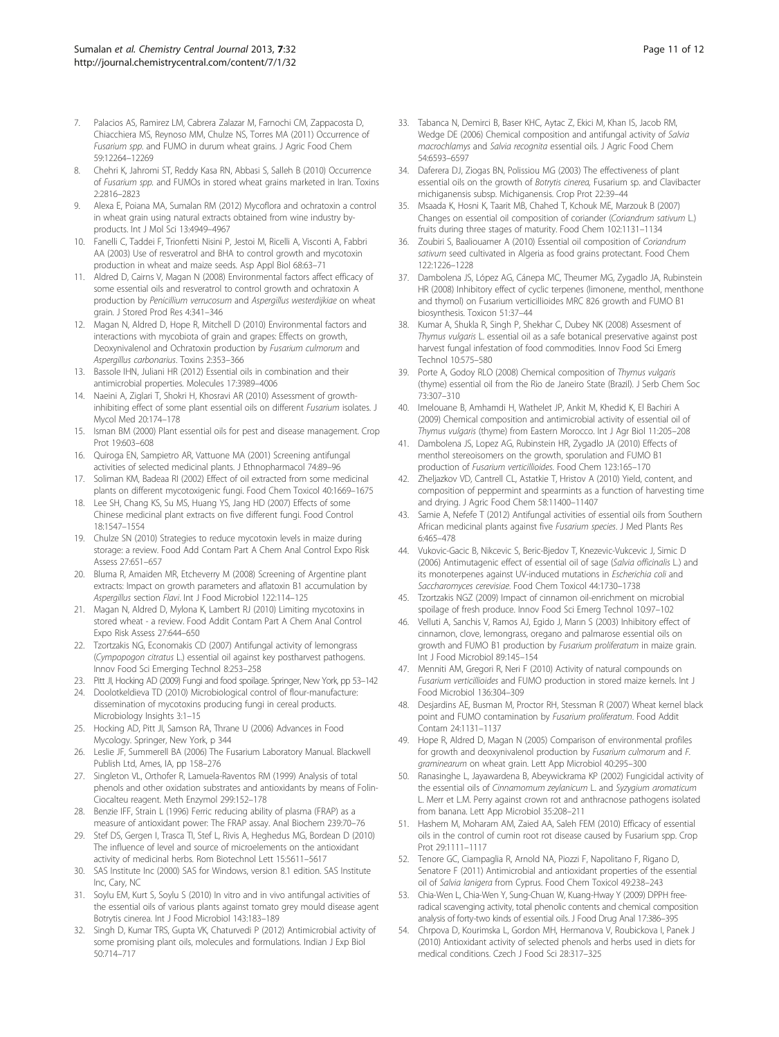7. Palacios AS, Ramirez LM, Cabrera Zalazar M, Farnochi CM, Zappacosta D, Chiacchiera MS, Reynoso MM, Chulze NS, Torres MA (2011) Occurrence of *Fusarium spp.* and FUMO in durum wheat grains. J Agric Food Chem 59:12264–12269
8. Chehri K, Jahromi ST, Reddy Kasa RN, Abbasi S, Salleh B (2010) Occurrence of *Fusarium spp.* and FUMOs in stored wheat grains marketed in Iran. Toxins 2:2816–2823
9. Alexa E, Poiana MA, Sumalan RM (2012) Mycoflora and ochratoxin a control in wheat grain using natural extracts obtained from wine industry by-products. Int J Mol Sci 13:4949–4967
10. Fanelli C, Taddei F, Trionfetti Nisini P, Jestoi M, Ricelli A, Visconti A, Fabbri AA (2003) Use of resveratrol and BHA to control growth and mycotoxin production in wheat and maize seeds. Asp Appl Biol 68:63–71
11. Aldred D, Cairns V, Magan N (2008) Environmental factors affect efficacy of some essential oils and resveratrol to control growth and ochratoxin A production by *Penicillium verrucosum* and *Aspergillus westerdijkiae* on wheat grain. J Stored Prod Res 4:341–346
12. Magan N, Aldred D, Hope R, Mitchell D (2010) Environmental factors and interactions with mycobiota of grain and grapes: Effects on growth, Deoxynivalenol and Ochratoxin production by *Fusarium culmorum* and *Aspergillus carbonarius*. Toxins 2:353–366
13. Bassole IHN, Juliani HR (2012) Essential oils in combination and their antimicrobial properties. Molecules 17:3989–4006
14. Naeini A, Ziglari T, Shokri H, Khosravi AR (2010) Assessment of growth-inhibiting effect of some plant essential oils on different *Fusarium* isolates. J Mycol Med 20:174–178
15. Isman BM (2000) Plant essential oils for pest and disease management. Crop Prot 19:603–608
16. Quiroga EN, Sampietro AR, Vattuone MA (2001) Screening antifungal activities of selected medicinal plants. J Ethnopharmacol 74:89–96
17. Soliman KM, Badeaa RI (2002) Effect of oil extracted from some medicinal plants on different mycotoxigenic fungi. Food Chem Toxicol 40:1669–1675
18. Lee SH, Chang KS, Su MS, Huang YS, Jang HD (2007) Effects of some Chinese medicinal plant extracts on five different fungi. Food Control 18:1547–1554
19. Chulze SN (2010) Strategies to reduce mycotoxin levels in maize during storage: a review. Food Add Contam Part A Chem Anal Control Expo Risk Assess 27:651–657
20. Bluma R, Amaiden MR, Etcheverry M (2008) Screening of Argentine plant extracts: Impact on growth parameters and aflatoxin B1 accumulation by *Aspergillus* section *Flavi*. Int J Food Microbiol 122:114–125
21. Magan N, Aldred D, Mylona K, Lambert RJ (2010) Limiting mycotoxins in stored wheat - a review. Food Addit Contam Part A Chem Anal Control Expo Risk Assess 27:644–650
22. Tzortzakis NG, Economakis CD (2007) Antifungal activity of lemongrass (*Cympopogon citratus* L.) essential oil against key postharvest pathogens. Innov Food Sci Emerging Technol 8:253–258
23. Pitt JI, Hocking AD (2009) Fungi and food spoilage. Springer, New York, pp 53–142
24. Doolotkeldieva TD (2010) Microbiological control of flour-manufacture: dissemination of mycotoxins producing fungi in cereal products. Microbiology Insights 3:1–15
25. Hocking AD, Pitt JI, Samson RA, Thrane U (2006) Advances in Food Mycology. Springer, New York, p 344
26. Leslie JF, Summerell BA (2006) The Fusarium Laboratory Manual. Blackwell Publish Ltd, Ames, IA, pp 158–276
27. Singleton VL, Orthofer R, Lamuela-Raventos RM (1999) Analysis of total phenols and other oxidation substrates and antioxidants by means of Folin-Ciocalteu reagent. Meth Enzymol 299:152–178
28. Benzie IFF, Strain L (1996) Ferric reducing ability of plasma (FRAP) as a measure of antioxidant power: The FRAP assay. Anal Biochem 239:70–76
29. Stef DS, Gergen I, Trasca TI, Stef L, Rivis A, Heghedus MG, Bordean D (2010) The influence of level and source of microelements on the antioxidant activity of medicinal herbs. Rom Biotechnol Lett 15:5611–5617
30. SAS Institute Inc (2000) SAS for Windows, version 8.1 edition. SAS Institute Inc, Cary, NC
31. Soylu EM, Kurt S, Soylu S (2010) In vitro and in vivo antifungal activities of the essential oils of various plants against tomato grey mould disease agent Botrytis cinerea. Int J Food Microbiol 143:183–189
32. Singh D, Kumar TRS, Gupta VK, Chaturvedi P (2012) Antimicrobial activity of some promising plant oils, molecules and formulations. Indian J Exp Biol 50:714–717
33. Tabanca N, Demirci B, Baser KHC, Aytac Z, Ekici M, Khan IS, Jacob RM, Wedge DE (2006) Chemical composition and antifungal activity of *Salvia macrochlamys* and *Salvia recognita* essential oils. J Agric Food Chem 54:6593–6597
34. Daferera DJ, Ziogas BN, Polissiou MG (2003) The effectiveness of plant essential oils on the growth of *Botrytis cinerea*, Fusarium sp. and Clavibacter michiganensis subsp. Michiganensis. Crop Prot 22:39–44
35. Msaada K, Hosni K, Taarit MB, Chahed T, Kchouk ME, Marzouk B (2007) Changes on essential oil composition of coriander (*Coriandrum sativum* L.) fruits during three stages of maturity. Food Chem 102:1131–1134
36. Zoubiri S, Baaliouamer A (2010) Essential oil composition of *Coriandrum sativum* seed cultivated in Algeria as food grains protectant. Food Chem 122:1226–1228
37. Dambolena JS, López AG, Cánepa MC, Theumer MG, Zygadlo JA, Rubinstein HR (2008) Inhibitory effect of cyclic terpenes (limonene, menthol, menthone and thymol) on Fusarium verticillioides MRC 826 growth and FUMO B1 biosynthesis. Toxicon 51:37–44
38. Kumar A, Shukla R, Singh P, Shekhar C, Dubey NK (2008) Assesment of *Thymus vulgaris* L. essential oil as a safe botanical preservative against post harvest fungal infestation of food commodities. Innov Food Sci Emerg Technol 10:575–580
39. Porte A, Godoy RLO (2008) Chemical composition of *Thymus vulgaris* (thyme) essential oil from the Rio de Janeiro State (Brazil). J Serb Chem Soc 73:307–310
40. Imelouane B, Amhamdi H, Wathelet JP, Ankit M, Khedid K, El Bachiri A (2009) Chemical composition and antimicrobial activity of essential oil of *Thymus vulgaris* (thyme) from Eastern Morocco. Int J Agr Biol 11:205–208
41. Dambolena JS, Lopez AG, Rubinstein HR, Zygadlo JA (2010) Effects of menthol stereoisomers on the growth, sporulation and FUMO B1 production of *Fusarium verticillioides*. Food Chem 123:165–170
42. Zheljazkov VD, Cantrell CL, Astatkie T, Hristov A (2010) Yield, content, and composition of peppermint and spearmints as a function of harvesting time and drying. J Agric Food Chem 58:11400–11407
43. Samie A, Nefefe T (2012) Antifungal activities of essential oils from Southern African medicinal plants against five *Fusarium species*. J Med Plants Res 6:465–478
44. Vukovic-Gacic B, Nikcevic S, Beric-Bjedov T, Knezevic-Vukcevic J, Simic D (2006) Antimutagenic effect of essential oil of sage (*Salvia officinalis* L.) and its monoterpenes against UV-induced mutations in *Escherichia coli* and *Saccharomyces cerevisiae*. Food Chem Toxicol 44:1730–1738
45. Tzortzakis NGZ (2009) Impact of cinnamon oil-enrichment on microbial spoilage of fresh produce. Innov Food Sci Emerg Technol 10:97–102
46. Velluti A, Sanchis V, Ramos AJ, Egido J, Marın S (2003) Inhibitory effect of cinnamon, clove, lemongrass, oregano and palmarose essential oils on growth and FUMO B1 production by *Fusarium proliferatum* in maize grain. Int J Food Microbiol 89:145–154
47. Menniti AM, Gregori R, Neri F (2010) Activity of natural compounds on *Fusarium verticillioides* and FUMO production in stored maize kernels. Int J Food Microbiol 136:304–309
48. Desjardins AE, Busman M, Proctor RH, Stessman R (2007) Wheat kernel black point and FUMO contamination by *Fusarium proliferatum*. Food Addit Contam 24:1131–1137
49. Hope R, Aldred D, Magan N (2005) Comparison of environmental profiles for growth and deoxynivalenol production by *Fusarium culmorum* and *F. graminearum* on wheat grain. Lett App Microbiol 40:295–300
50. Ranasinghe L, Jayawardena B, Abeywickrama KP (2002) Fungicidal activity of the essential oils of *Cinnamomum zeylanicum* L. and *Syzygium aromaticum* L. Merr et L.M. Perry against crown rot and anthracnose pathogens isolated from banana. Lett App Microbiol 35:208–211
51. Hashem M, Moharam AM, Zaied AA, Saleh FEM (2010) Efficacy of essential oils in the control of cumin root rot disease caused by Fusarium spp. Crop Prot 29:1111–1117
52. Tenore GC, Ciampaglia R, Arnold NA, Piozzi F, Napolitano F, Rigano D, Senatore F (2011) Antimicrobial and antioxidant properties of the essential oil of *Salvia lanigera* from Cyprus. Food Chem Toxicol 49:238–243
53. Chia-Wen L, Chia-Wen Y, Sung-Chuan W, Kuang-Hway Y (2009) DPPH free-radical scavenging activity, total phenolic contents and chemical composition analysis of forty-two kinds of essential oils. J Food Drug Anal 17:386–395
54. Chrpova D, Kourimska L, Gordon MH, Hermanova V, Roubickova I, Panek J (2010) Antioxidant activity of selected phenols and herbs used in diets for medical conditions. Czech J Food Sci 28:317–325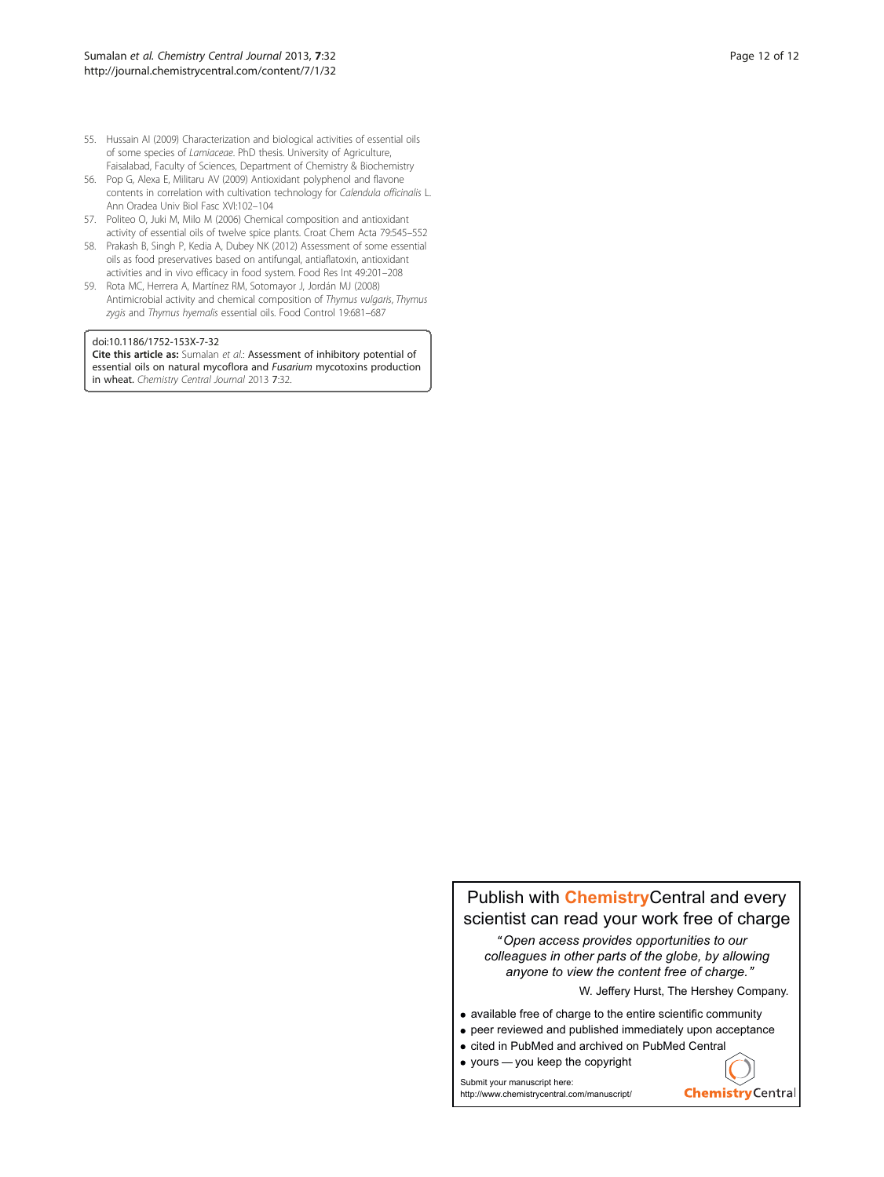55. Hussain AI (2009) Characterization and biological activities of essential oils of some species of *Lamiaceae*. PhD thesis. University of Agriculture, Faisalabad, Faculty of Sciences, Department of Chemistry & Biochemistry
56. Pop G, Alexa E, Militaru AV (2009) Antioxidant polyphenol and flavone contents in correlation with cultivation technology for *Calendula officinalis* L. Ann Oradea Univ Biol Fasc XVI:102–104
57. Politeo O, Juki M, Milo M (2006) Chemical composition and antioxidant activity of essential oils of twelve spice plants. Croat Chem Acta 79:545–552
58. Prakash B, Singh P, Kedia A, Dubey NK (2012) Assessment of some essential oils as food preservatives based on antifungal, antiaflatoxin, antioxidant activities and in vivo efficacy in food system. Food Res Int 49:201–208
59. Rota MC, Herrera A, Martínez RM, Sotomayor J, Jordán MJ (2008) Antimicrobial activity and chemical composition of *Thymus vulgaris*, *Thymus zygis* and *Thymus hyemalis* essential oils. Food Control 19:681–687

doi:10.1186/1752-153X-7-32

**Cite this article as:** Sumalan *et al.*: **Assessment of inhibitory potential of essential oils on natural mycoflora and *Fusarium* mycotoxins production in wheat.** *Chemistry Central Journal* 2013 **7**:32.

Publish with **Chemistry**Central and every scientist can read your work free of charge

*"Open access provides opportunities to our colleagues in other parts of the globe, by allowing anyone to view the content free of charge."*

W. Jeffery Hurst, The Hershey Company.

- available free of charge to the entire scientific community
- peer reviewed and published immediately upon acceptance
- cited in PubMed and archived on PubMed Central
- yours — you keep the copyright

Submit your manuscript here:
http://www.chemistrycentral.com/manuscript/

**Chemistry**Central